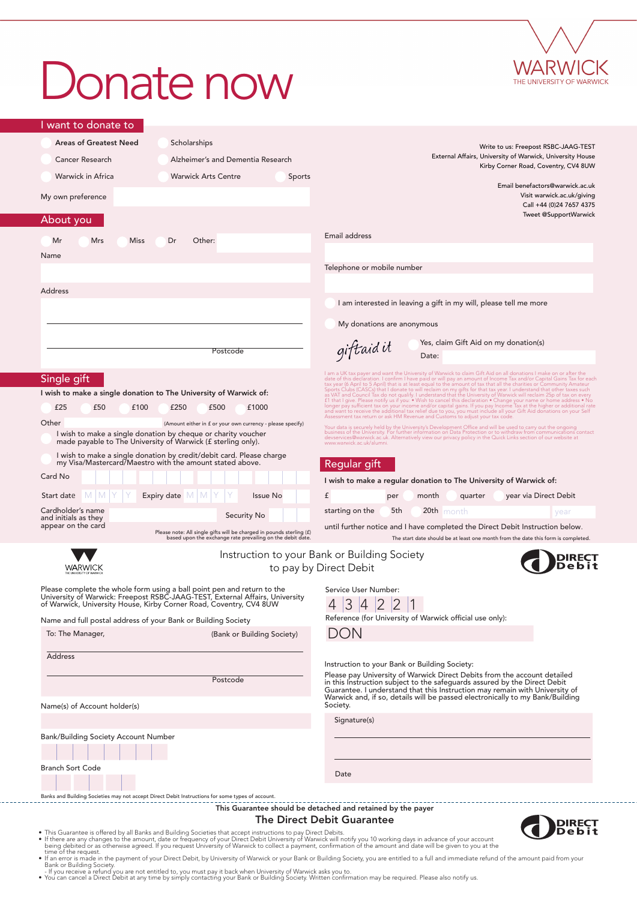# Donate now

WARWICK
THE UNIVERSITY OF WARWICK

## I want to donate to

- Areas of Greatest Need
- Scholarships
- Cancer Research
- Alzheimer's and Dementia Research
- Warwick in Africa
- Warwick Arts Centre
- Sports

My own preference

Write to us: Freepost RSBC-JAAG-TEST
External Affairs, University of Warwick, University House
Kirby Corner Road, Coventry, CV4 8UW

Email benefactors@warwick.ac.uk
Visit warwick.ac.uk/giving
Call +44 (0)24 7657 4375
Tweet @SupportWarwick

## About you

Mr   Mrs   Miss   Dr   Other:

Name

Address

Postcode

Email address

Telephone or mobile number

I am interested in leaving a gift in my will, please tell me more

My donations are anonymous

giftaid it

Yes, claim Gift Aid on my donation(s)

Date:

I am a UK tax payer and want the University of Warwick to claim Gift Aid on all donations I make on or after the date of this declaration. I confirm I have paid or will pay an amount of Income Tax and/or Capital Gains Tax for each tax year (6 April to 5 April) that is at least equal to the amount of tax that all the charities or Community Amateur Sports Clubs (CASCs) that I donate to will reclaim on my gifts for that tax year. I understand that other taxes such as VAT and Council Tax do not qualify. I understand that the University of Warwick will reclaim 25p of tax on every £1 that I give. Please notify us if you: • Wish to cancel this declaration • Change your name or home address • No longer pay sufficient tax on your income and/or capital gains. If you pay Income Tax at the higher or additional rate and want to receive the additional tax relief due to you, you must include all your Gift Aid donations on your Self Assessment tax return or ask HM Revenue and Customs to adjust your tax code.

Your data is securely held by the University's Development Office and will be used to carry out the ongoing business of the University. For further information on Data Protection or to withdraw from communications contact devservices@warwick.ac.uk. Alternatively view our privacy policy in the Quick Links section of our website at www.warwick.ac.uk/alumni.

## Single gift

I wish to make a single donation to The University of Warwick of:

£25   £50   £100   £250   £500   £1000

Other (Amount either in £ or your own currency - please specify)

I wish to make a single donation by cheque or charity voucher made payable to The University of Warwick (£ sterling only).

I wish to make a single donation by credit/debit card. Please charge my Visa/Mastercard/Maestro with the amount stated above.

Card No

Start date M M Y Y   Expiry date M M Y Y   Issue No

Cardholder's name and initials as they appear on the card   Security No

Please note: All single gifts will be charged in pounds sterling (£) based upon the exchange rate prevailing on the debit date.

## Regular gift

I wish to make a regular donation to The University of Warwick of:

£ per month   quarter   year via Direct Debit

starting on the 5th   20th   month   year

until further notice and I have completed the Direct Debit Instruction below.

The start date should be at least one month from the date this form is completed.

---

WARWICK
THE UNIVERSITY OF WARWICK

## Instruction to your Bank or Building Society to pay by Direct Debit

DIRECT Debit

Please complete the whole form using a ball point pen and return to the University of Warwick: Freepost RSBC-JAAG-TEST, External Affairs, University of Warwick, University House, Kirby Corner Road, Coventry, CV4 8UW

Name and full postal address of your Bank or Building Society

To: The Manager, (Bank or Building Society)

Address

Postcode

Name(s) of Account holder(s)

Bank/Building Society Account Number

Branch Sort Code

Banks and Building Societies may not accept Direct Debit Instructions for some types of account.

Service User Number:

4 3 4 2 2 1

Reference (for University of Warwick official use only):

DON

Instruction to your Bank or Building Society:

Please pay University of Warwick Direct Debits from the account detailed in this Instruction subject to the safeguards assured by the Direct Debit Guarantee. I understand that this Instruction may remain with University of Warwick and, if so, details will be passed electronically to my Bank/Building Society.

Signature(s)

Date

---

**This Guarantee should be detached and retained by the payer**

## The Direct Debit Guarantee

DIRECT Debit

- This Guarantee is offered by all Banks and Building Societies that accept instructions to pay Direct Debits.
- If there are any changes to the amount, date or frequency of your Direct Debit University of Warwick will notify you 10 working days in advance of your account being debited or as otherwise agreed. If you request University of Warwick to collect a payment, confirmation of the amount and date will be given to you at the time of the request.
- If an error is made in the payment of your Direct Debit, by University of Warwick or your Bank or Building Society, you are entitled to a full and immediate refund of the amount paid from your Bank or Building Society.
  - If you receive a refund you are not entitled to, you must pay it back when University of Warwick asks you to.
- You can cancel a Direct Debit at any time by simply contacting your Bank or Building Society. Written confirmation may be required. Please also notify us.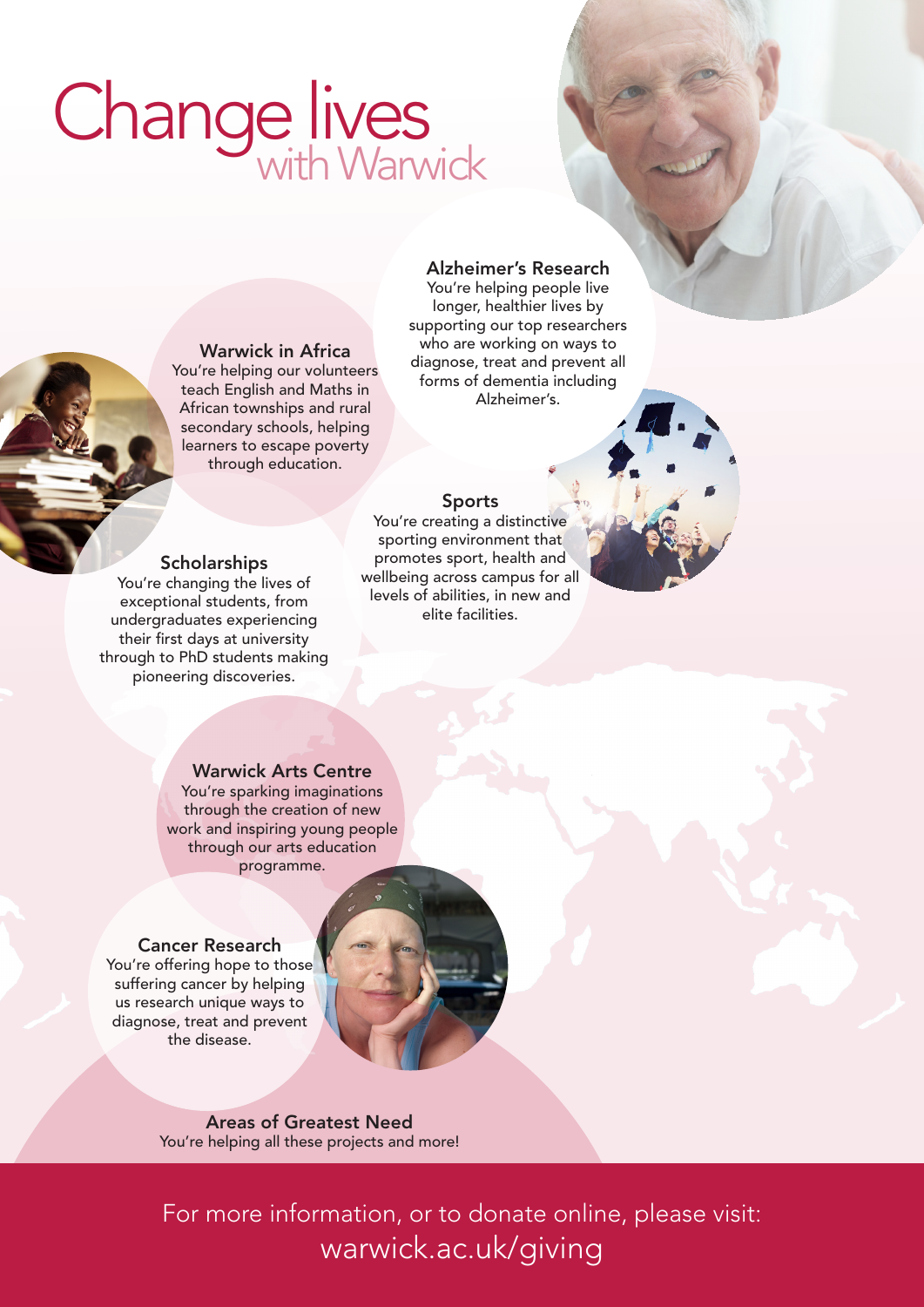# Change lives with Warwick

### Alzheimer's Research

You're helping people live longer, healthier lives by supporting our top researchers who are working on ways to diagnose, treat and prevent all forms of dementia including Alzheimer's.

### Warwick in Africa

You're helping our volunteers teach English and Maths in African townships and rural secondary schools, helping learners to escape poverty through education.

### Sports

You're creating a distinctive sporting environment that promotes sport, health and wellbeing across campus for all levels of abilities, in new and elite facilities.

### Scholarships

You're changing the lives of exceptional students, from undergraduates experiencing their first days at university through to PhD students making pioneering discoveries.

### Warwick Arts Centre

You're sparking imaginations through the creation of new work and inspiring young people through our arts education programme.

### Cancer Research

You're offering hope to those suffering cancer by helping us research unique ways to diagnose, treat and prevent the disease.

### Areas of Greatest Need

You're helping all these projects and more!

For more information, or to donate online, please visit:
warwick.ac.uk/giving